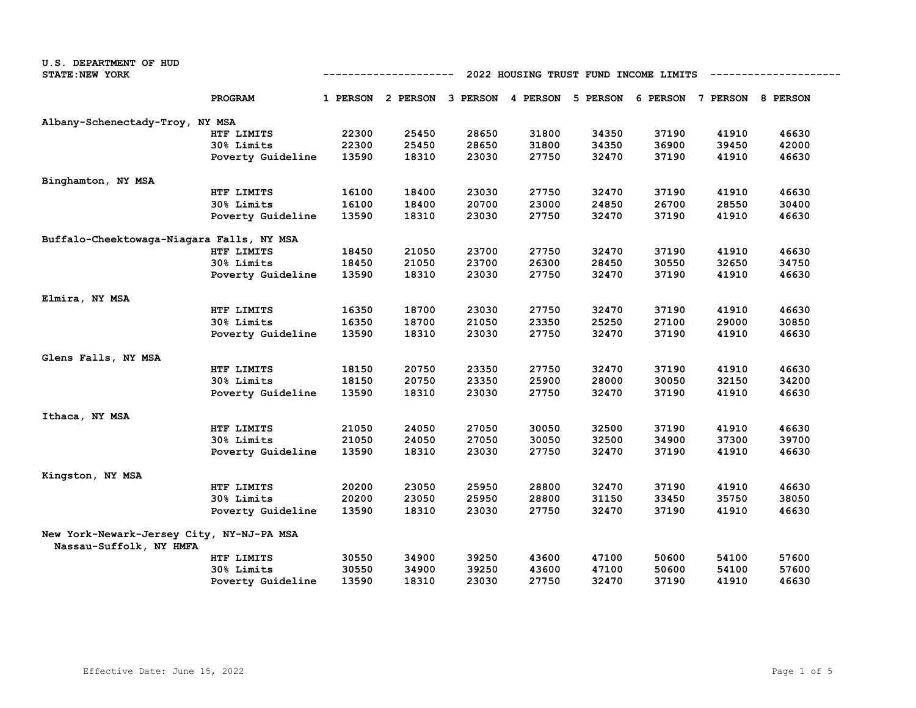U.S. DEPARTMENT OF HUD
STATE: NEW YORK

## 2022 HOUSING TRUST FUND INCOME LIMITS

| | PROGRAM | 1 PERSON | 2 PERSON | 3 PERSON | 4 PERSON | 5 PERSON | 6 PERSON | 7 PERSON | 8 PERSON |
|---|---|---|---|---|---|---|---|---|---|
| **Albany-Schenectady-Troy, NY MSA** | | | | | | | | | |
| | HTF LIMITS | 22300 | 25450 | 28650 | 31800 | 34350 | 37190 | 41910 | 46630 |
| | 30% Limits | 22300 | 25450 | 28650 | 31800 | 34350 | 36900 | 39450 | 42000 |
| | Poverty Guideline | 13590 | 18310 | 23030 | 27750 | 32470 | 37190 | 41910 | 46630 |
| **Binghamton, NY MSA** | | | | | | | | | |
| | HTF LIMITS | 16100 | 18400 | 23030 | 27750 | 32470 | 37190 | 41910 | 46630 |
| | 30% Limits | 16100 | 18400 | 20700 | 23000 | 24850 | 26700 | 28550 | 30400 |
| | Poverty Guideline | 13590 | 18310 | 23030 | 27750 | 32470 | 37190 | 41910 | 46630 |
| **Buffalo-Cheektowaga-Niagara Falls, NY MSA** | | | | | | | | | |
| | HTF LIMITS | 18450 | 21050 | 23700 | 27750 | 32470 | 37190 | 41910 | 46630 |
| | 30% Limits | 18450 | 21050 | 23700 | 26300 | 28450 | 30550 | 32650 | 34750 |
| | Poverty Guideline | 13590 | 18310 | 23030 | 27750 | 32470 | 37190 | 41910 | 46630 |
| **Elmira, NY MSA** | | | | | | | | | |
| | HTF LIMITS | 16350 | 18700 | 23030 | 27750 | 32470 | 37190 | 41910 | 46630 |
| | 30% Limits | 16350 | 18700 | 21050 | 23350 | 25250 | 27100 | 29000 | 30850 |
| | Poverty Guideline | 13590 | 18310 | 23030 | 27750 | 32470 | 37190 | 41910 | 46630 |
| **Glens Falls, NY MSA** | | | | | | | | | |
| | HTF LIMITS | 18150 | 20750 | 23350 | 27750 | 32470 | 37190 | 41910 | 46630 |
| | 30% Limits | 18150 | 20750 | 23350 | 25900 | 28000 | 30050 | 32150 | 34200 |
| | Poverty Guideline | 13590 | 18310 | 23030 | 27750 | 32470 | 37190 | 41910 | 46630 |
| **Ithaca, NY MSA** | | | | | | | | | |
| | HTF LIMITS | 21050 | 24050 | 27050 | 30050 | 32500 | 37190 | 41910 | 46630 |
| | 30% Limits | 21050 | 24050 | 27050 | 30050 | 32500 | 34900 | 37300 | 39700 |
| | Poverty Guideline | 13590 | 18310 | 23030 | 27750 | 32470 | 37190 | 41910 | 46630 |
| **Kingston, NY MSA** | | | | | | | | | |
| | HTF LIMITS | 20200 | 23050 | 25950 | 28800 | 32470 | 37190 | 41910 | 46630 |
| | 30% Limits | 20200 | 23050 | 25950 | 28800 | 31150 | 33450 | 35750 | 38050 |
| | Poverty Guideline | 13590 | 18310 | 23030 | 27750 | 32470 | 37190 | 41910 | 46630 |
| **New York-Newark-Jersey City, NY-NJ-PA MSA** | | | | | | | | | |
| **Nassau-Suffolk, NY HMFA** | | | | | | | | | |
| | HTF LIMITS | 30550 | 34900 | 39250 | 43600 | 47100 | 50600 | 54100 | 57600 |
| | 30% Limits | 30550 | 34900 | 39250 | 43600 | 47100 | 50600 | 54100 | 57600 |
| | Poverty Guideline | 13590 | 18310 | 23030 | 27750 | 32470 | 37190 | 41910 | 46630 |

Effective Date: June 15, 2022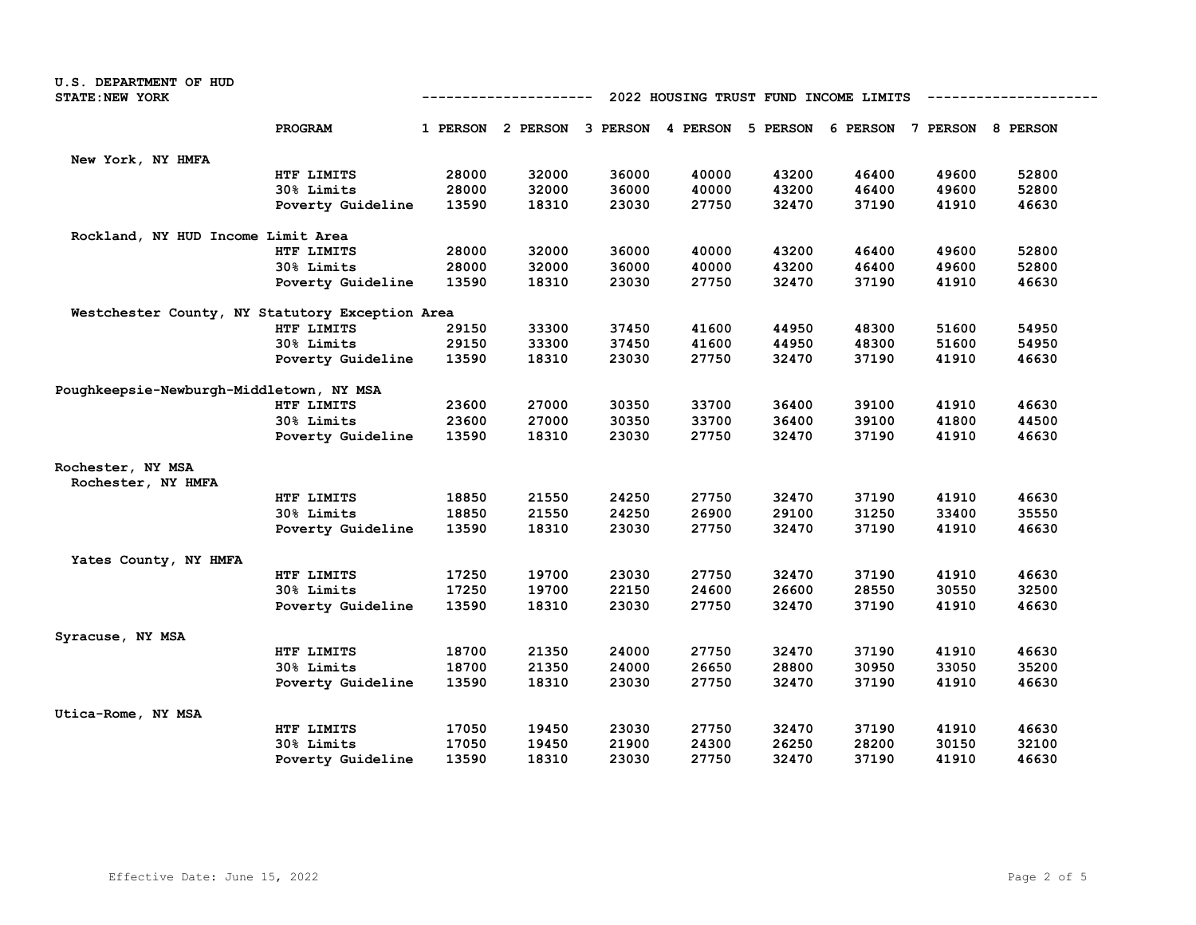U.S. DEPARTMENT OF HUD
STATE: NEW YORK

## 2022 HOUSING TRUST FUND INCOME LIMITS

| | PROGRAM | 1 PERSON | 2 PERSON | 3 PERSON | 4 PERSON | 5 PERSON | 6 PERSON | 7 PERSON | 8 PERSON |
|---|---|---|---|---|---|---|---|---|---|
| **New York, NY HMFA** | | | | | | | | | |
| | HTF LIMITS | 28000 | 32000 | 36000 | 40000 | 43200 | 46400 | 49600 | 52800 |
| | 30% Limits | 28000 | 32000 | 36000 | 40000 | 43200 | 46400 | 49600 | 52800 |
| | Poverty Guideline | 13590 | 18310 | 23030 | 27750 | 32470 | 37190 | 41910 | 46630 |
| **Rockland, NY HUD Income Limit Area** | | | | | | | | | |
| | HTF LIMITS | 28000 | 32000 | 36000 | 40000 | 43200 | 46400 | 49600 | 52800 |
| | 30% Limits | 28000 | 32000 | 36000 | 40000 | 43200 | 46400 | 49600 | 52800 |
| | Poverty Guideline | 13590 | 18310 | 23030 | 27750 | 32470 | 37190 | 41910 | 46630 |
| **Westchester County, NY Statutory Exception Area** | | | | | | | | | |
| | HTF LIMITS | 29150 | 33300 | 37450 | 41600 | 44950 | 48300 | 51600 | 54950 |
| | 30% Limits | 29150 | 33300 | 37450 | 41600 | 44950 | 48300 | 51600 | 54950 |
| | Poverty Guideline | 13590 | 18310 | 23030 | 27750 | 32470 | 37190 | 41910 | 46630 |
| **Poughkeepsie-Newburgh-Middletown, NY MSA** | | | | | | | | | |
| | HTF LIMITS | 23600 | 27000 | 30350 | 33700 | 36400 | 39100 | 41910 | 46630 |
| | 30% Limits | 23600 | 27000 | 30350 | 33700 | 36400 | 39100 | 41800 | 44500 |
| | Poverty Guideline | 13590 | 18310 | 23030 | 27750 | 32470 | 37190 | 41910 | 46630 |
| **Rochester, NY MSA** | | | | | | | | | |
| **Rochester, NY HMFA** | | | | | | | | | |
| | HTF LIMITS | 18850 | 21550 | 24250 | 27750 | 32470 | 37190 | 41910 | 46630 |
| | 30% Limits | 18850 | 21550 | 24250 | 26900 | 29100 | 31250 | 33400 | 35550 |
| | Poverty Guideline | 13590 | 18310 | 23030 | 27750 | 32470 | 37190 | 41910 | 46630 |
| **Yates County, NY HMFA** | | | | | | | | | |
| | HTF LIMITS | 17250 | 19700 | 23030 | 27750 | 32470 | 37190 | 41910 | 46630 |
| | 30% Limits | 17250 | 19700 | 22150 | 24600 | 26600 | 28550 | 30550 | 32500 |
| | Poverty Guideline | 13590 | 18310 | 23030 | 27750 | 32470 | 37190 | 41910 | 46630 |
| **Syracuse, NY MSA** | | | | | | | | | |
| | HTF LIMITS | 18700 | 21350 | 24000 | 27750 | 32470 | 37190 | 41910 | 46630 |
| | 30% Limits | 18700 | 21350 | 24000 | 26650 | 28800 | 30950 | 33050 | 35200 |
| | Poverty Guideline | 13590 | 18310 | 23030 | 27750 | 32470 | 37190 | 41910 | 46630 |
| **Utica-Rome, NY MSA** | | | | | | | | | |
| | HTF LIMITS | 17050 | 19450 | 23030 | 27750 | 32470 | 37190 | 41910 | 46630 |
| | 30% Limits | 17050 | 19450 | 21900 | 24300 | 26250 | 28200 | 30150 | 32100 |
| | Poverty Guideline | 13590 | 18310 | 23030 | 27750 | 32470 | 37190 | 41910 | 46630 |

Effective Date: June 15, 2022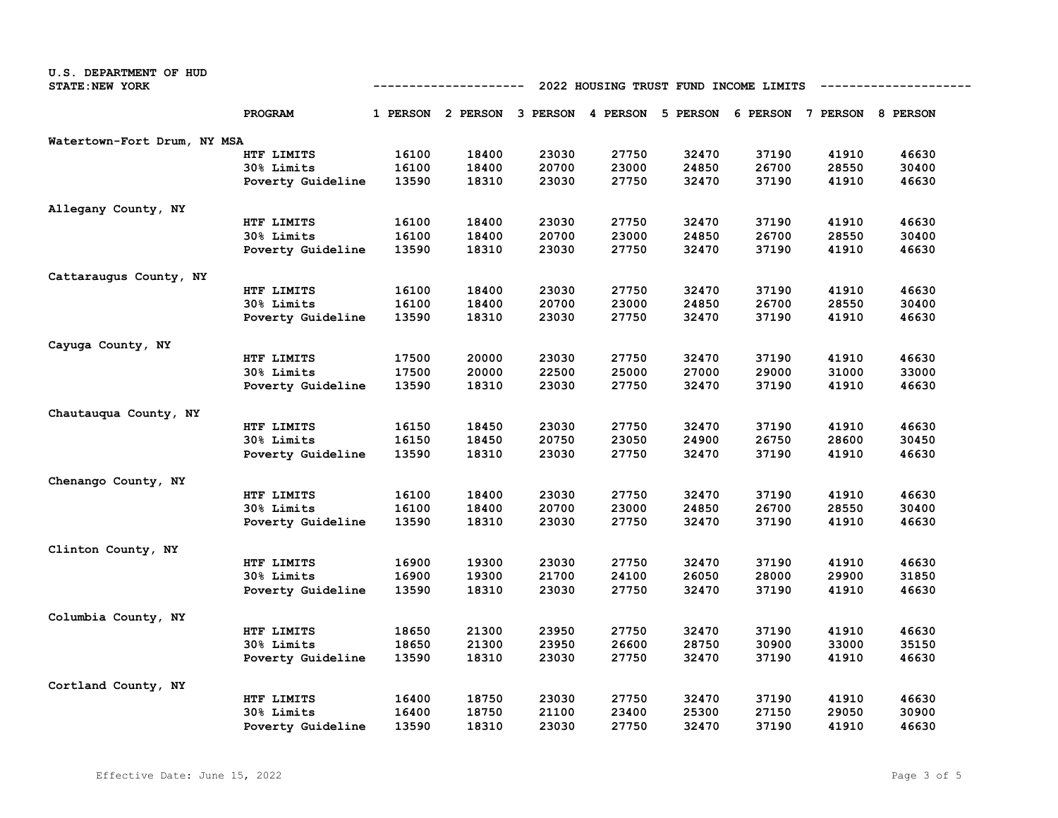U.S. DEPARTMENT OF HUD
STATE:NEW YORK

## 2022 HOUSING TRUST FUND INCOME LIMITS

| | PROGRAM | 1 PERSON | 2 PERSON | 3 PERSON | 4 PERSON | 5 PERSON | 6 PERSON | 7 PERSON | 8 PERSON |
|---|---|---|---|---|---|---|---|---|---|
| Watertown-Fort Drum, NY MSA | | | | | | | | | |
| | HTF LIMITS | 16100 | 18400 | 23030 | 27750 | 32470 | 37190 | 41910 | 46630 |
| | 30% Limits | 16100 | 18400 | 20700 | 23000 | 24850 | 26700 | 28550 | 30400 |
| | Poverty Guideline | 13590 | 18310 | 23030 | 27750 | 32470 | 37190 | 41910 | 46630 |
| Allegany County, NY | | | | | | | | | |
| | HTF LIMITS | 16100 | 18400 | 23030 | 27750 | 32470 | 37190 | 41910 | 46630 |
| | 30% Limits | 16100 | 18400 | 20700 | 23000 | 24850 | 26700 | 28550 | 30400 |
| | Poverty Guideline | 13590 | 18310 | 23030 | 27750 | 32470 | 37190 | 41910 | 46630 |
| Cattaraugus County, NY | | | | | | | | | |
| | HTF LIMITS | 16100 | 18400 | 23030 | 27750 | 32470 | 37190 | 41910 | 46630 |
| | 30% Limits | 16100 | 18400 | 20700 | 23000 | 24850 | 26700 | 28550 | 30400 |
| | Poverty Guideline | 13590 | 18310 | 23030 | 27750 | 32470 | 37190 | 41910 | 46630 |
| Cayuga County, NY | | | | | | | | | |
| | HTF LIMITS | 17500 | 20000 | 23030 | 27750 | 32470 | 37190 | 41910 | 46630 |
| | 30% Limits | 17500 | 20000 | 22500 | 25000 | 27000 | 29000 | 31000 | 33000 |
| | Poverty Guideline | 13590 | 18310 | 23030 | 27750 | 32470 | 37190 | 41910 | 46630 |
| Chautauqua County, NY | | | | | | | | | |
| | HTF LIMITS | 16150 | 18450 | 23030 | 27750 | 32470 | 37190 | 41910 | 46630 |
| | 30% Limits | 16150 | 18450 | 20750 | 23050 | 24900 | 26750 | 28600 | 30450 |
| | Poverty Guideline | 13590 | 18310 | 23030 | 27750 | 32470 | 37190 | 41910 | 46630 |
| Chenango County, NY | | | | | | | | | |
| | HTF LIMITS | 16100 | 18400 | 23030 | 27750 | 32470 | 37190 | 41910 | 46630 |
| | 30% Limits | 16100 | 18400 | 20700 | 23000 | 24850 | 26700 | 28550 | 30400 |
| | Poverty Guideline | 13590 | 18310 | 23030 | 27750 | 32470 | 37190 | 41910 | 46630 |
| Clinton County, NY | | | | | | | | | |
| | HTF LIMITS | 16900 | 19300 | 23030 | 27750 | 32470 | 37190 | 41910 | 46630 |
| | 30% Limits | 16900 | 19300 | 21700 | 24100 | 26050 | 28000 | 29900 | 31850 |
| | Poverty Guideline | 13590 | 18310 | 23030 | 27750 | 32470 | 37190 | 41910 | 46630 |
| Columbia County, NY | | | | | | | | | |
| | HTF LIMITS | 18650 | 21300 | 23950 | 27750 | 32470 | 37190 | 41910 | 46630 |
| | 30% Limits | 18650 | 21300 | 23950 | 26600 | 28750 | 30900 | 33000 | 35150 |
| | Poverty Guideline | 13590 | 18310 | 23030 | 27750 | 32470 | 37190 | 41910 | 46630 |
| Cortland County, NY | | | | | | | | | |
| | HTF LIMITS | 16400 | 18750 | 23030 | 27750 | 32470 | 37190 | 41910 | 46630 |
| | 30% Limits | 16400 | 18750 | 21100 | 23400 | 25300 | 27150 | 29050 | 30900 |
| | Poverty Guideline | 13590 | 18310 | 23030 | 27750 | 32470 | 37190 | 41910 | 46630 |

Effective Date: June 15, 2022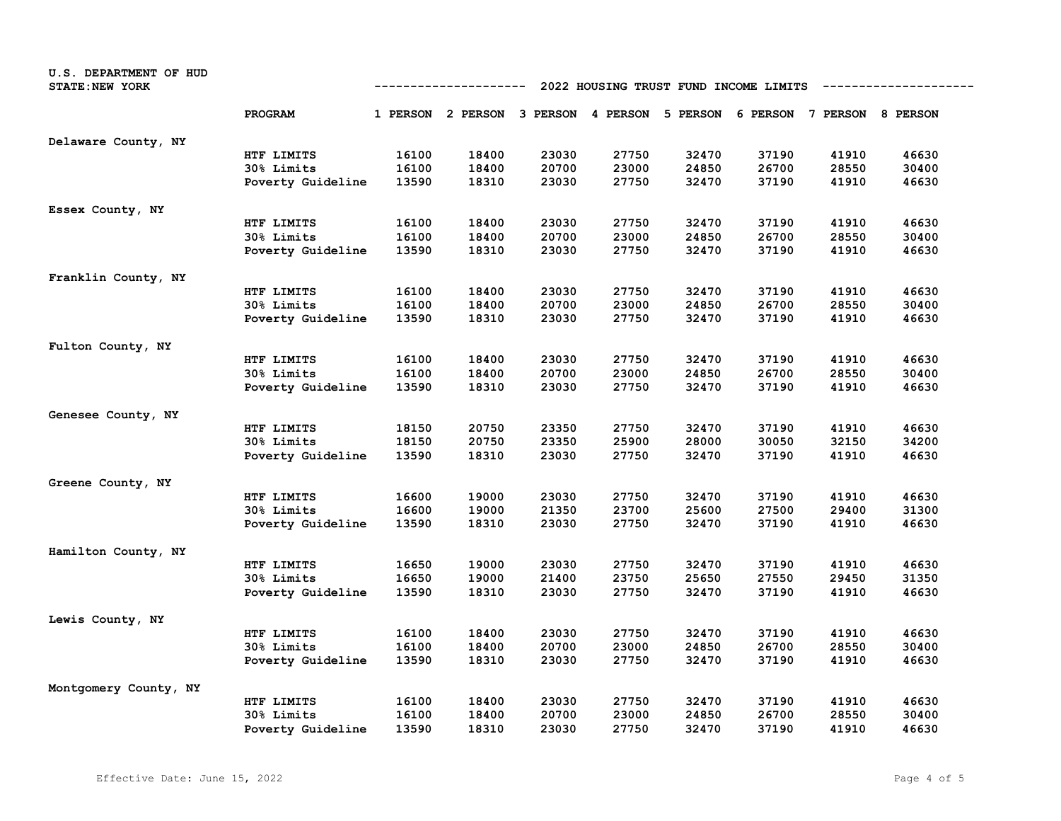U.S. DEPARTMENT OF HUD
STATE:NEW YORK

## 2022 HOUSING TRUST FUND INCOME LIMITS

| | PROGRAM | 1 PERSON | 2 PERSON | 3 PERSON | 4 PERSON | 5 PERSON | 6 PERSON | 7 PERSON | 8 PERSON |
|---|---|---|---|---|---|---|---|---|---|
| Delaware County, NY | | | | | | | | | |
| | HTF LIMITS | 16100 | 18400 | 23030 | 27750 | 32470 | 37190 | 41910 | 46630 |
| | 30% Limits | 16100 | 18400 | 20700 | 23000 | 24850 | 26700 | 28550 | 30400 |
| | Poverty Guideline | 13590 | 18310 | 23030 | 27750 | 32470 | 37190 | 41910 | 46630 |
| Essex County, NY | | | | | | | | | |
| | HTF LIMITS | 16100 | 18400 | 23030 | 27750 | 32470 | 37190 | 41910 | 46630 |
| | 30% Limits | 16100 | 18400 | 20700 | 23000 | 24850 | 26700 | 28550 | 30400 |
| | Poverty Guideline | 13590 | 18310 | 23030 | 27750 | 32470 | 37190 | 41910 | 46630 |
| Franklin County, NY | | | | | | | | | |
| | HTF LIMITS | 16100 | 18400 | 23030 | 27750 | 32470 | 37190 | 41910 | 46630 |
| | 30% Limits | 16100 | 18400 | 20700 | 23000 | 24850 | 26700 | 28550 | 30400 |
| | Poverty Guideline | 13590 | 18310 | 23030 | 27750 | 32470 | 37190 | 41910 | 46630 |
| Fulton County, NY | | | | | | | | | |
| | HTF LIMITS | 16100 | 18400 | 23030 | 27750 | 32470 | 37190 | 41910 | 46630 |
| | 30% Limits | 16100 | 18400 | 20700 | 23000 | 24850 | 26700 | 28550 | 30400 |
| | Poverty Guideline | 13590 | 18310 | 23030 | 27750 | 32470 | 37190 | 41910 | 46630 |
| Genesee County, NY | | | | | | | | | |
| | HTF LIMITS | 18150 | 20750 | 23350 | 27750 | 32470 | 37190 | 41910 | 46630 |
| | 30% Limits | 18150 | 20750 | 23350 | 25900 | 28000 | 30050 | 32150 | 34200 |
| | Poverty Guideline | 13590 | 18310 | 23030 | 27750 | 32470 | 37190 | 41910 | 46630 |
| Greene County, NY | | | | | | | | | |
| | HTF LIMITS | 16600 | 19000 | 23030 | 27750 | 32470 | 37190 | 41910 | 46630 |
| | 30% Limits | 16600 | 19000 | 21350 | 23700 | 25600 | 27500 | 29400 | 31300 |
| | Poverty Guideline | 13590 | 18310 | 23030 | 27750 | 32470 | 37190 | 41910 | 46630 |
| Hamilton County, NY | | | | | | | | | |
| | HTF LIMITS | 16650 | 19000 | 23030 | 27750 | 32470 | 37190 | 41910 | 46630 |
| | 30% Limits | 16650 | 19000 | 21400 | 23750 | 25650 | 27550 | 29450 | 31350 |
| | Poverty Guideline | 13590 | 18310 | 23030 | 27750 | 32470 | 37190 | 41910 | 46630 |
| Lewis County, NY | | | | | | | | | |
| | HTF LIMITS | 16100 | 18400 | 23030 | 27750 | 32470 | 37190 | 41910 | 46630 |
| | 30% Limits | 16100 | 18400 | 20700 | 23000 | 24850 | 26700 | 28550 | 30400 |
| | Poverty Guideline | 13590 | 18310 | 23030 | 27750 | 32470 | 37190 | 41910 | 46630 |
| Montgomery County, NY | | | | | | | | | |
| | HTF LIMITS | 16100 | 18400 | 23030 | 27750 | 32470 | 37190 | 41910 | 46630 |
| | 30% Limits | 16100 | 18400 | 20700 | 23000 | 24850 | 26700 | 28550 | 30400 |
| | Poverty Guideline | 13590 | 18310 | 23030 | 27750 | 32470 | 37190 | 41910 | 46630 |

Effective Date: June 15, 2022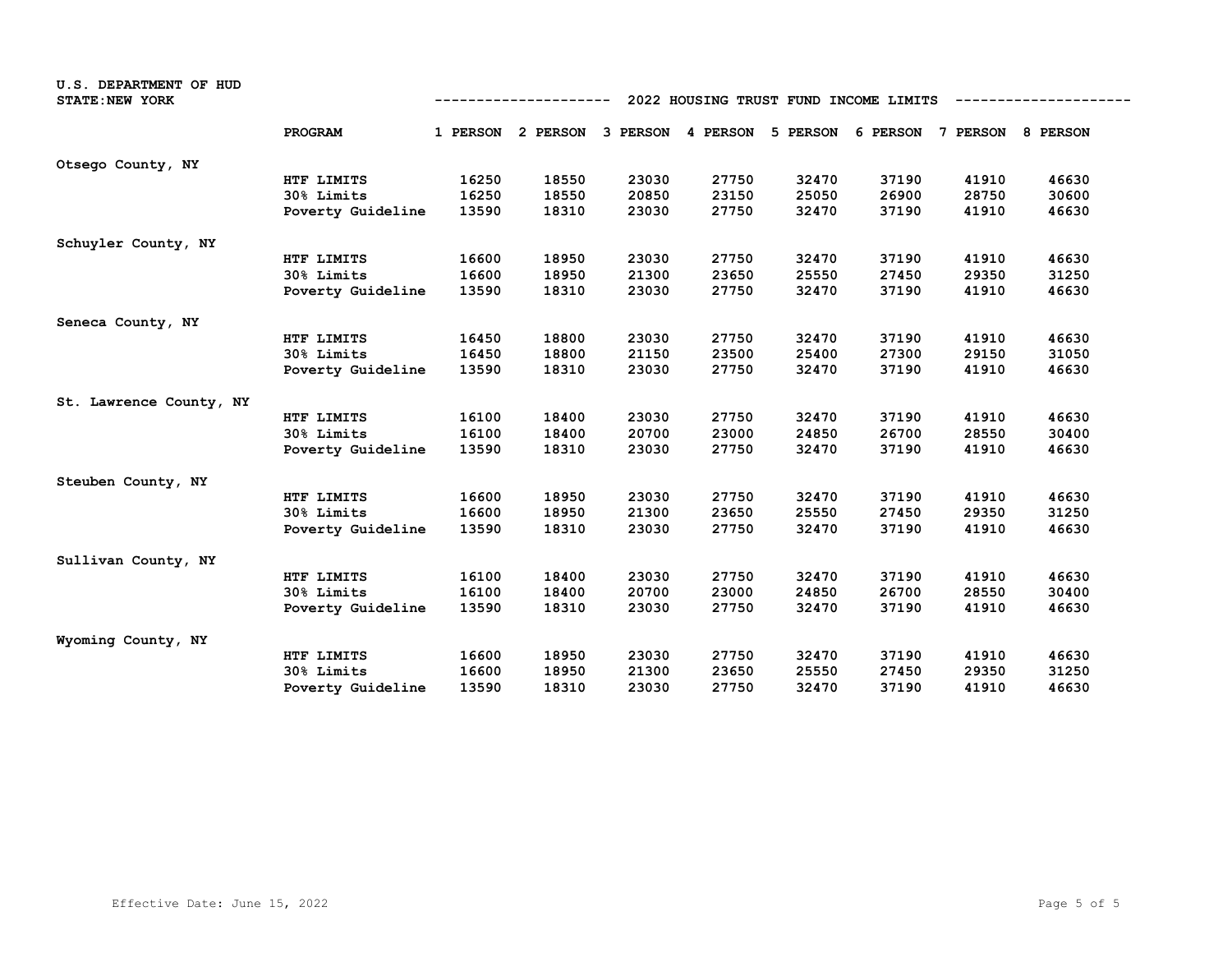U.S. DEPARTMENT OF HUD
STATE: NEW YORK

## 2022 HOUSING TRUST FUND INCOME LIMITS

| | PROGRAM | 1 PERSON | 2 PERSON | 3 PERSON | 4 PERSON | 5 PERSON | 6 PERSON | 7 PERSON | 8 PERSON |
|---|---|---|---|---|---|---|---|---|---|
| Otsego County, NY | | | | | | | | | |
| | HTF LIMITS | 16250 | 18550 | 23030 | 27750 | 32470 | 37190 | 41910 | 46630 |
| | 30% Limits | 16250 | 18550 | 20850 | 23150 | 25050 | 26900 | 28750 | 30600 |
| | Poverty Guideline | 13590 | 18310 | 23030 | 27750 | 32470 | 37190 | 41910 | 46630 |
| Schuyler County, NY | | | | | | | | | |
| | HTF LIMITS | 16600 | 18950 | 23030 | 27750 | 32470 | 37190 | 41910 | 46630 |
| | 30% Limits | 16600 | 18950 | 21300 | 23650 | 25550 | 27450 | 29350 | 31250 |
| | Poverty Guideline | 13590 | 18310 | 23030 | 27750 | 32470 | 37190 | 41910 | 46630 |
| Seneca County, NY | | | | | | | | | |
| | HTF LIMITS | 16450 | 18800 | 23030 | 27750 | 32470 | 37190 | 41910 | 46630 |
| | 30% Limits | 16450 | 18800 | 21150 | 23500 | 25400 | 27300 | 29150 | 31050 |
| | Poverty Guideline | 13590 | 18310 | 23030 | 27750 | 32470 | 37190 | 41910 | 46630 |
| St. Lawrence County, NY | | | | | | | | | |
| | HTF LIMITS | 16100 | 18400 | 23030 | 27750 | 32470 | 37190 | 41910 | 46630 |
| | 30% Limits | 16100 | 18400 | 20700 | 23000 | 24850 | 26700 | 28550 | 30400 |
| | Poverty Guideline | 13590 | 18310 | 23030 | 27750 | 32470 | 37190 | 41910 | 46630 |
| Steuben County, NY | | | | | | | | | |
| | HTF LIMITS | 16600 | 18950 | 23030 | 27750 | 32470 | 37190 | 41910 | 46630 |
| | 30% Limits | 16600 | 18950 | 21300 | 23650 | 25550 | 27450 | 29350 | 31250 |
| | Poverty Guideline | 13590 | 18310 | 23030 | 27750 | 32470 | 37190 | 41910 | 46630 |
| Sullivan County, NY | | | | | | | | | |
| | HTF LIMITS | 16100 | 18400 | 23030 | 27750 | 32470 | 37190 | 41910 | 46630 |
| | 30% Limits | 16100 | 18400 | 20700 | 23000 | 24850 | 26700 | 28550 | 30400 |
| | Poverty Guideline | 13590 | 18310 | 23030 | 27750 | 32470 | 37190 | 41910 | 46630 |
| Wyoming County, NY | | | | | | | | | |
| | HTF LIMITS | 16600 | 18950 | 23030 | 27750 | 32470 | 37190 | 41910 | 46630 |
| | 30% Limits | 16600 | 18950 | 21300 | 23650 | 25550 | 27450 | 29350 | 31250 |
| | Poverty Guideline | 13590 | 18310 | 23030 | 27750 | 32470 | 37190 | 41910 | 46630 |

Effective Date: June 15, 2022